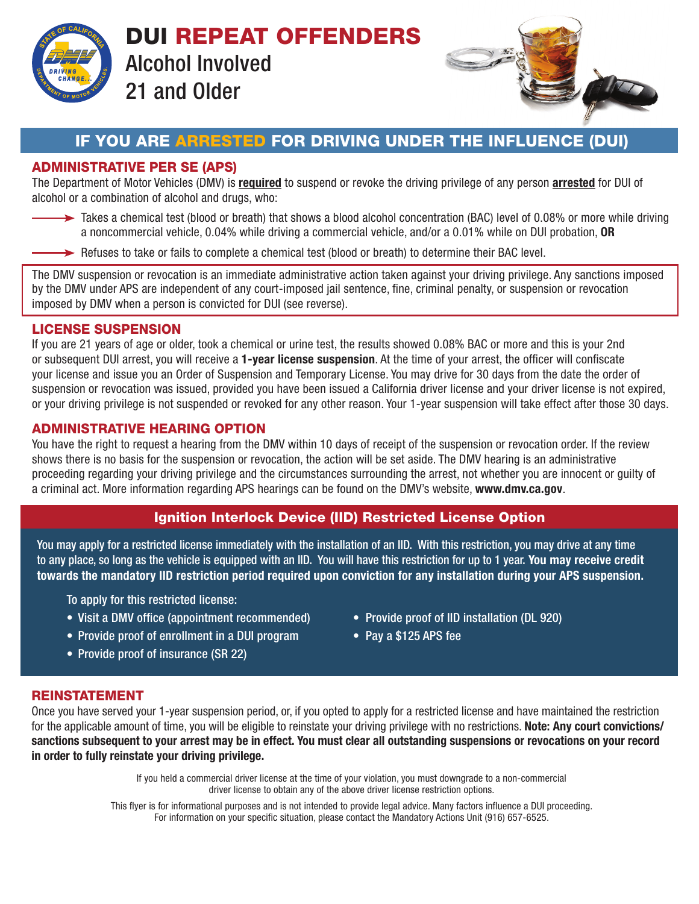# DUI REPEAT OFFENDERS

Alcohol Involved
21 and Older

## IF YOU ARE ARRESTED FOR DRIVING UNDER THE INFLUENCE (DUI)

### ADMINISTRATIVE PER SE (APS)

The Department of Motor Vehicles (DMV) is **required** to suspend or revoke the driving privilege of any person **arrested** for DUI of alcohol or a combination of alcohol and drugs, who:

- Takes a chemical test (blood or breath) that shows a blood alcohol concentration (BAC) level of 0.08% or more while driving a noncommercial vehicle, 0.04% while driving a commercial vehicle, and/or a 0.01% while on DUI probation, **OR**
- Refuses to take or fails to complete a chemical test (blood or breath) to determine their BAC level.

The DMV suspension or revocation is an immediate administrative action taken against your driving privilege. Any sanctions imposed by the DMV under APS are independent of any court-imposed jail sentence, fine, criminal penalty, or suspension or revocation imposed by DMV when a person is convicted for DUI (see reverse).

### LICENSE SUSPENSION

If you are 21 years of age or older, took a chemical or urine test, the results showed 0.08% BAC or more and this is your 2nd or subsequent DUI arrest, you will receive a **1-year license suspension**. At the time of your arrest, the officer will confiscate your license and issue you an Order of Suspension and Temporary License. You may drive for 30 days from the date the order of suspension or revocation was issued, provided you have been issued a California driver license and your driver license is not expired, or your driving privilege is not suspended or revoked for any other reason. Your 1-year suspension will take effect after those 30 days.

### ADMINISTRATIVE HEARING OPTION

You have the right to request a hearing from the DMV within 10 days of receipt of the suspension or revocation order. If the review shows there is no basis for the suspension or revocation, the action will be set aside. The DMV hearing is an administrative proceeding regarding your driving privilege and the circumstances surrounding the arrest, not whether you are innocent or guilty of a criminal act. More information regarding APS hearings can be found on the DMV's website, **www.dmv.ca.gov**.

### Ignition Interlock Device (IID) Restricted License Option

You may apply for a restricted license immediately with the installation of an IID. With this restriction, you may drive at any time to any place, so long as the vehicle is equipped with an IID. You will have this restriction for up to 1 year. **You may receive credit towards the mandatory IID restriction period required upon conviction for any installation during your APS suspension.**

To apply for this restricted license:

- Visit a DMV office (appointment recommended)
- Provide proof of enrollment in a DUI program
- Provide proof of insurance (SR 22)
- Provide proof of IID installation (DL 920)
- Pay a $125 APS fee

### REINSTATEMENT

Once you have served your 1-year suspension period, or, if you opted to apply for a restricted license and have maintained the restriction for the applicable amount of time, you will be eligible to reinstate your driving privilege with no restrictions. **Note: Any court convictions/ sanctions subsequent to your arrest may be in effect. You must clear all outstanding suspensions or revocations on your record in order to fully reinstate your driving privilege.**

If you held a commercial driver license at the time of your violation, you must downgrade to a non-commercial driver license to obtain any of the above driver license restriction options.

This flyer is for informational purposes and is not intended to provide legal advice. Many factors influence a DUI proceeding. For information on your specific situation, please contact the Mandatory Actions Unit (916) 657-6525.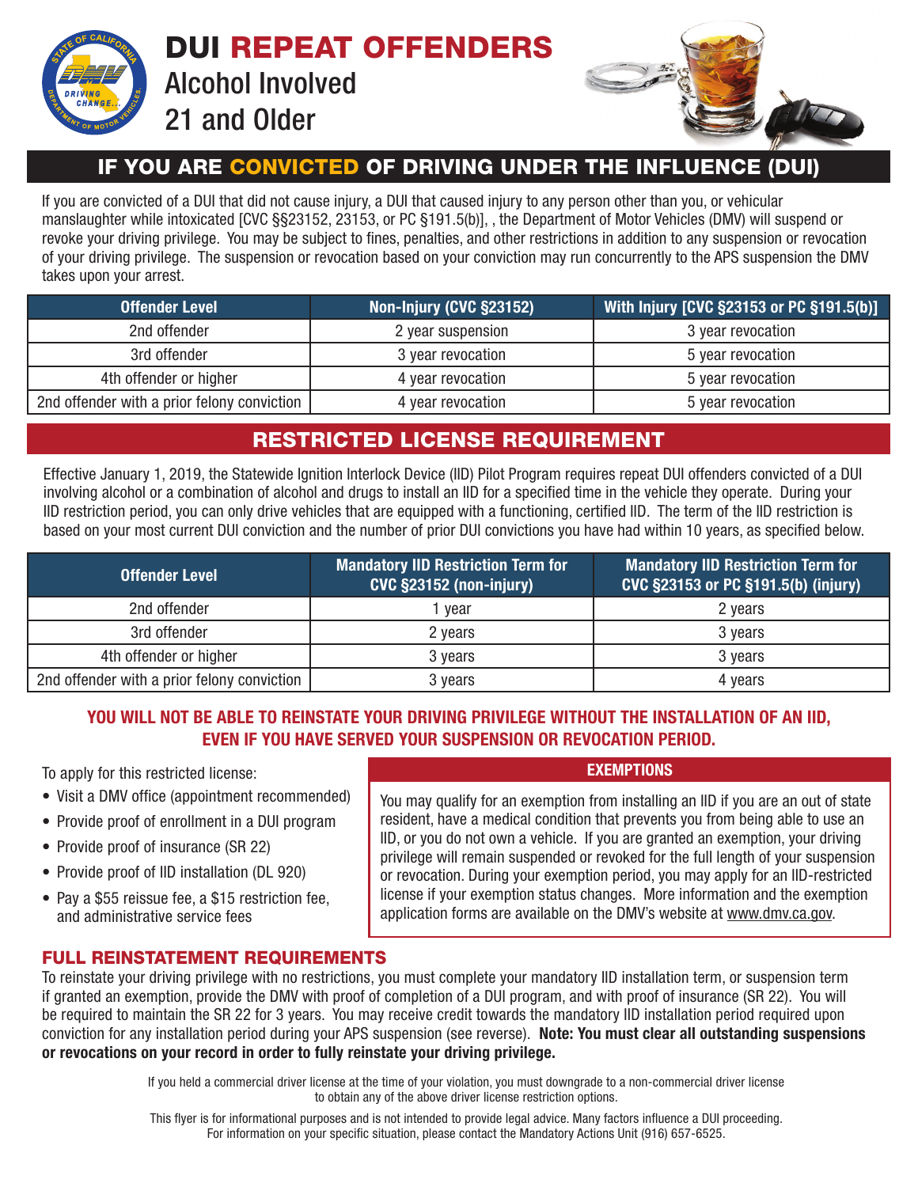# DUI REPEAT OFFENDERS

## Alcohol Involved
## 21 and Older

## IF YOU ARE CONVICTED OF DRIVING UNDER THE INFLUENCE (DUI)

If you are convicted of a DUI that did not cause injury, a DUI that caused injury to any person other than you, or vehicular manslaughter while intoxicated [CVC §§23152, 23153, or PC §191.5(b)], , the Department of Motor Vehicles (DMV) will suspend or revoke your driving privilege. You may be subject to fines, penalties, and other restrictions in addition to any suspension or revocation of your driving privilege. The suspension or revocation based on your conviction may run concurrently to the APS suspension the DMV takes upon your arrest.

| Offender Level | Non-Injury (CVC §23152) | With Injury [CVC §23153 or PC §191.5(b)] |
|---|---|---|
| 2nd offender | 2 year suspension | 3 year revocation |
| 3rd offender | 3 year revocation | 5 year revocation |
| 4th offender or higher | 4 year revocation | 5 year revocation |
| 2nd offender with a prior felony conviction | 4 year revocation | 5 year revocation |

## RESTRICTED LICENSE REQUIREMENT

Effective January 1, 2019, the Statewide Ignition Interlock Device (IID) Pilot Program requires repeat DUI offenders convicted of a DUI involving alcohol or a combination of alcohol and drugs to install an IID for a specified time in the vehicle they operate. During your IID restriction period, you can only drive vehicles that are equipped with a functioning, certified IID. The term of the IID restriction is based on your most current DUI conviction and the number of prior DUI convictions you have had within 10 years, as specified below.

| Offender Level | Mandatory IID Restriction Term for CVC §23152 (non-injury) | Mandatory IID Restriction Term for CVC §23153 or PC §191.5(b) (injury) |
|---|---|---|
| 2nd offender | 1 year | 2 years |
| 3rd offender | 2 years | 3 years |
| 4th offender or higher | 3 years | 3 years |
| 2nd offender with a prior felony conviction | 3 years | 4 years |

**YOU WILL NOT BE ABLE TO REINSTATE YOUR DRIVING PRIVILEGE WITHOUT THE INSTALLATION OF AN IID, EVEN IF YOU HAVE SERVED YOUR SUSPENSION OR REVOCATION PERIOD.**

To apply for this restricted license:

- Visit a DMV office (appointment recommended)
- Provide proof of enrollment in a DUI program
- Provide proof of insurance (SR 22)
- Provide proof of IID installation (DL 920)
- Pay a $55 reissue fee, a $15 restriction fee, and administrative service fees

### EXEMPTIONS

You may qualify for an exemption from installing an IID if you are an out of state resident, have a medical condition that prevents you from being able to use an IID, or you do not own a vehicle. If you are granted an exemption, your driving privilege will remain suspended or revoked for the full length of your suspension or revocation. During your exemption period, you may apply for an IID-restricted license if your exemption status changes. More information and the exemption application forms are available on the DMV's website at www.dmv.ca.gov.

## FULL REINSTATEMENT REQUIREMENTS

To reinstate your driving privilege with no restrictions, you must complete your mandatory IID installation term, or suspension term if granted an exemption, provide the DMV with proof of completion of a DUI program, and with proof of insurance (SR 22). You will be required to maintain the SR 22 for 3 years. You may receive credit towards the mandatory IID installation period required upon conviction for any installation period during your APS suspension (see reverse). **Note: You must clear all outstanding suspensions or revocations on your record in order to fully reinstate your driving privilege.**

If you held a commercial driver license at the time of your violation, you must downgrade to a non-commercial driver license to obtain any of the above driver license restriction options.

This flyer is for informational purposes and is not intended to provide legal advice. Many factors influence a DUI proceeding. For information on your specific situation, please contact the Mandatory Actions Unit (916) 657-6525.